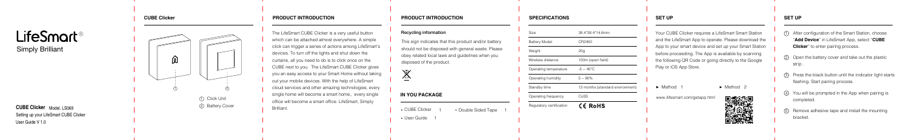# LifeSmart®

Simply Brilliant

**CUBE Clicker** Model: LS069

Setting up your LifeSmart CUBE Clicker

User Guide V 1.0

## CUBE Clicker

① Click Unit

② Battery Cover

## PRODUCT INTRODUCTION

The LifeSmart CUBE Clicker is a very useful button which can be attached almost everywhere. A simple click can trigger a series of actions among LifeSmart's devices. To turn off the lights and shut down the curtains, all you need to do is to click once on the CUBE next to you. The LifeSmart CUBE Clicker gives you an easy access to your Smart Home without taking out your mobile devices. With the help of LifeSmart cloud services and other amazing technologies, every single home will become a smart home, every single office will become a smart office. LifeSmart, Simply Brilliant.

## PRODUCT INTRODUCTION

### Recycling information

This sign indicates that this product and/or battery should not be disposed with general waste. Please obey related local laws and guidelines when you disposed of the product.

## IN YOU PACKAGE

- CUBE Clicker 1
- Double Sided Tape 1
- User Guide 1

## SPECIFICATIONS

| | |
|---|---|
| Size | 38.4*38.4*14.6mm |
| Battery Model | CR2450 |
| Weight | 20g |
| Wireless distance | 100m (open field) |
| Operating temperature | -5 ~ 45°C |
| Operating humidity | 5 ~ 95% |
| Standby time | 12 months (standard environment) |
| Operating frequency | CoSS |
| Regulatory certification | CE RoHS |

## SET UP

Your CUBE Clicker requires a LifeSmart Smart Station and the LifeSmart App to operate. Please download the App to your smart device and set up your Smart Station before proceeding. The App is available by scanning the following QR Code or going directly to the Google Play or iOS App Store.

► Method 1

www.ilifesmart.com/getapp.html

► Method 2

## SET UP

1. After configuration of the Smart Station, choose "**Add Device**" in LifeSmart App, select "**CUBE Clicker**" to enter pairing process.
2. Open the battery cover and take out the plastic strip .
3. Press the black button until the indicator light starts flashing. Start pairing process.
4. You will be prompted in the App when pairing is completed.
5. Remove adhesive tape and install the mounting bracket.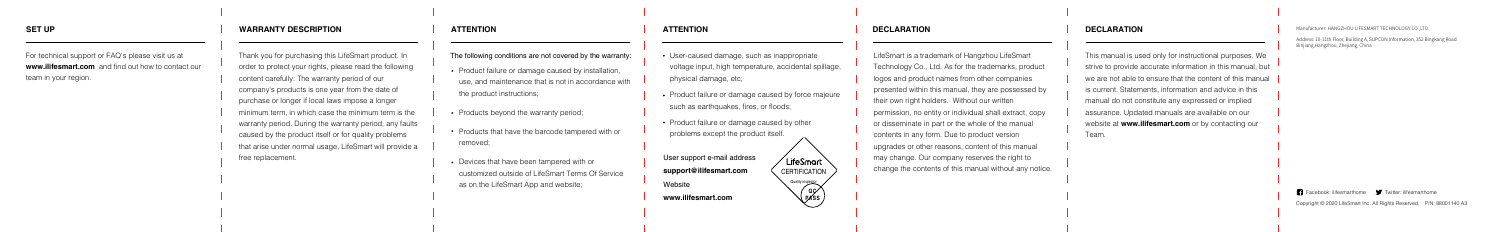## SET UP

For technical support or FAQ's please visit us at **www.ilifesmart.com** and find out how to contact our team in your region.

## WARRANTY DESCRIPTION

Thank you for purchasing this LifeSmart product. In order to protect your rights, please read the following content carefully: The warranty period of our company's products is one year from the date of purchase or longer if local laws impose a longer minimum term, in which case the minimum term is the warranty period. During the warranty period, any faults caused by the product itself or for quality problems that arise under normal usage, LifeSmart will provide a free replacement.

## ATTENTION

The following conditions are not covered by the warranty:

- Product failure or damage caused by installation, use, and maintenance that is not in accordance with the product instructions;
- Products beyond the warranty period;
- Products that have the barcode tampered with or removed;
- Devices that have been tampered with or customized outside of LifeSmart Terms Of Service as on the LifeSmart App and website;

## ATTENTION

- User-caused damage, such as inappropriate voltage input, high temperature, accidental spillage, physical damage, etc;
- Product failure or damage caused by force majeure such as earthquakes, fires, or floods;
- Product failure or damage caused by other problems except the product itself.

User support e-mail address
**support@ilifesmart.com**

Website
**www.ilifesmart.com**

LifeSmart CERTIFICATION Quality inspection QC PASS

## DECLARATION

LifeSmart is a trademark of Hangzhou LifeSmart Technology Co., Ltd. As for the trademarks, product logos and product names from other companies presented within this manual, they are possessed by their own right holders. Without our written permission, no entity or individual shall extract, copy or disseminate in part or the whole of the manual contents in any form. Due to product version upgrades or other reasons, content of this manual may change. Our company reserves the right to change the contents of this manual without any notice.

## DECLARATION

This manual is used only for instructional purposes. We strive to provide accurate information in this manual, but we are not able to ensure that the content of this manual is current. Statements, information and advice in this manual do not constitute any expressed or implied assurance. Updated manuals are available on our website at **www.ilifesmart.com** or by contacting our Team.

Manufacturer: HANGZHOU LIFESMART TECHNOLOGY CO.,LTD.

Address: 10-11th Floor, Building A, SUPCON Information, 352 Bingkang Road Binjiang,Hangzhou, Zhejiang, China

Facebook: ilifesmarthome Twitter: ilifesmarthome

Copyright © 2020 LifeSmart Inc. All Rights Reserved. P/N: 38001140 A3